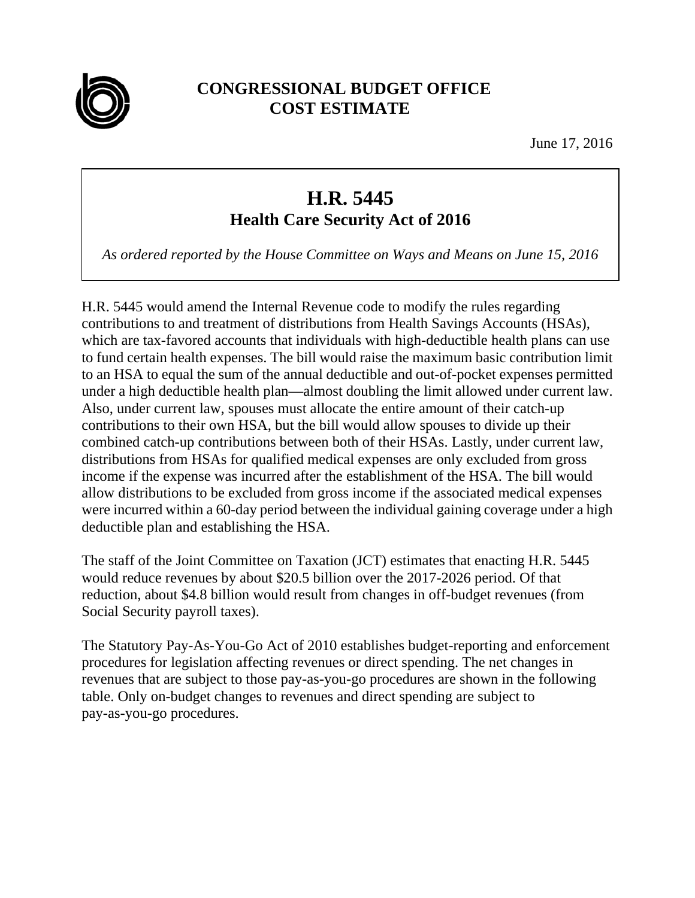# CONGRESSIONAL BUDGET OFFICE COST ESTIMATE

June 17, 2016

## H.R. 5445
### Health Care Security Act of 2016

*As ordered reported by the House Committee on Ways and Means on June 15, 2016*

H.R. 5445 would amend the Internal Revenue code to modify the rules regarding contributions to and treatment of distributions from Health Savings Accounts (HSAs), which are tax-favored accounts that individuals with high-deductible health plans can use to fund certain health expenses. The bill would raise the maximum basic contribution limit to an HSA to equal the sum of the annual deductible and out-of-pocket expenses permitted under a high deductible health plan—almost doubling the limit allowed under current law. Also, under current law, spouses must allocate the entire amount of their catch-up contributions to their own HSA, but the bill would allow spouses to divide up their combined catch-up contributions between both of their HSAs. Lastly, under current law, distributions from HSAs for qualified medical expenses are only excluded from gross income if the expense was incurred after the establishment of the HSA. The bill would allow distributions to be excluded from gross income if the associated medical expenses were incurred within a 60-day period between the individual gaining coverage under a high deductible plan and establishing the HSA.

The staff of the Joint Committee on Taxation (JCT) estimates that enacting H.R. 5445 would reduce revenues by about $20.5 billion over the 2017-2026 period. Of that reduction, about $4.8 billion would result from changes in off-budget revenues (from Social Security payroll taxes).

The Statutory Pay-As-You-Go Act of 2010 establishes budget-reporting and enforcement procedures for legislation affecting revenues or direct spending. The net changes in revenues that are subject to those pay-as-you-go procedures are shown in the following table. Only on-budget changes to revenues and direct spending are subject to pay-as-you-go procedures.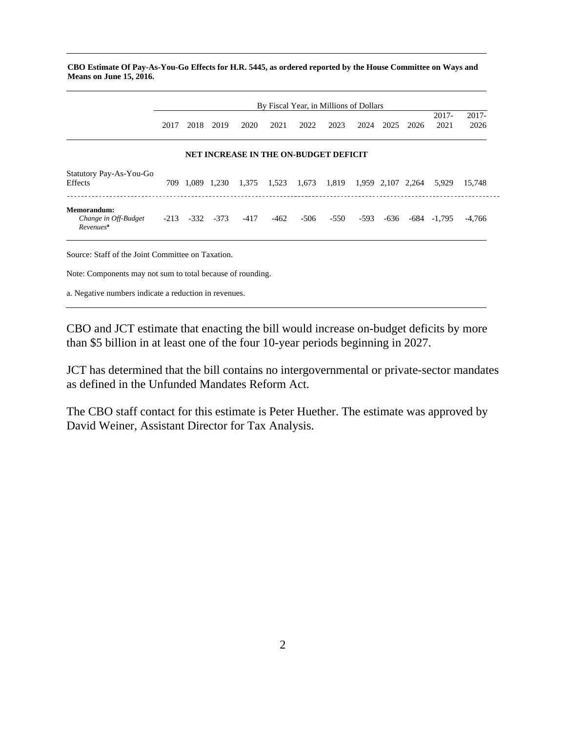**CBO Estimate Of Pay-As-You-Go Effects for H.R. 5445, as ordered reported by the House Committee on Ways and Means on June 15, 2016.**

| | By Fiscal Year, in Millions of Dollars | | | | | | | | | | | |
|---|---|---|---|---|---|---|---|---|---|---|---|---|
| | 2017 | 2018 | 2019 | 2020 | 2021 | 2022 | 2023 | 2024 | 2025 | 2026 | 2017-2021 | 2017-2026 |
| **NET INCREASE IN THE ON-BUDGET DEFICIT** | | | | | | | | | | | | |
| Statutory Pay-As-You-Go Effects | 709 | 1,089 | 1,230 | 1,375 | 1,523 | 1,673 | 1,819 | 1,959 | 2,107 | 2,264 | 5,929 | 15,748 |
| **Memorandum:** | | | | | | | | | | | | |
| *Change in Off-Budget Revenues*[a] | -213 | -332 | -373 | -417 | -462 | -506 | -550 | -593 | -636 | -684 | -1,795 | -4,766 |

Source: Staff of the Joint Committee on Taxation.

Note: Components may not sum to total because of rounding.

a. Negative numbers indicate a reduction in revenues.

CBO and JCT estimate that enacting the bill would increase on-budget deficits by more than $5 billion in at least one of the four 10-year periods beginning in 2027.

JCT has determined that the bill contains no intergovernmental or private-sector mandates as defined in the Unfunded Mandates Reform Act.

The CBO staff contact for this estimate is Peter Huether. The estimate was approved by David Weiner, Assistant Director for Tax Analysis.